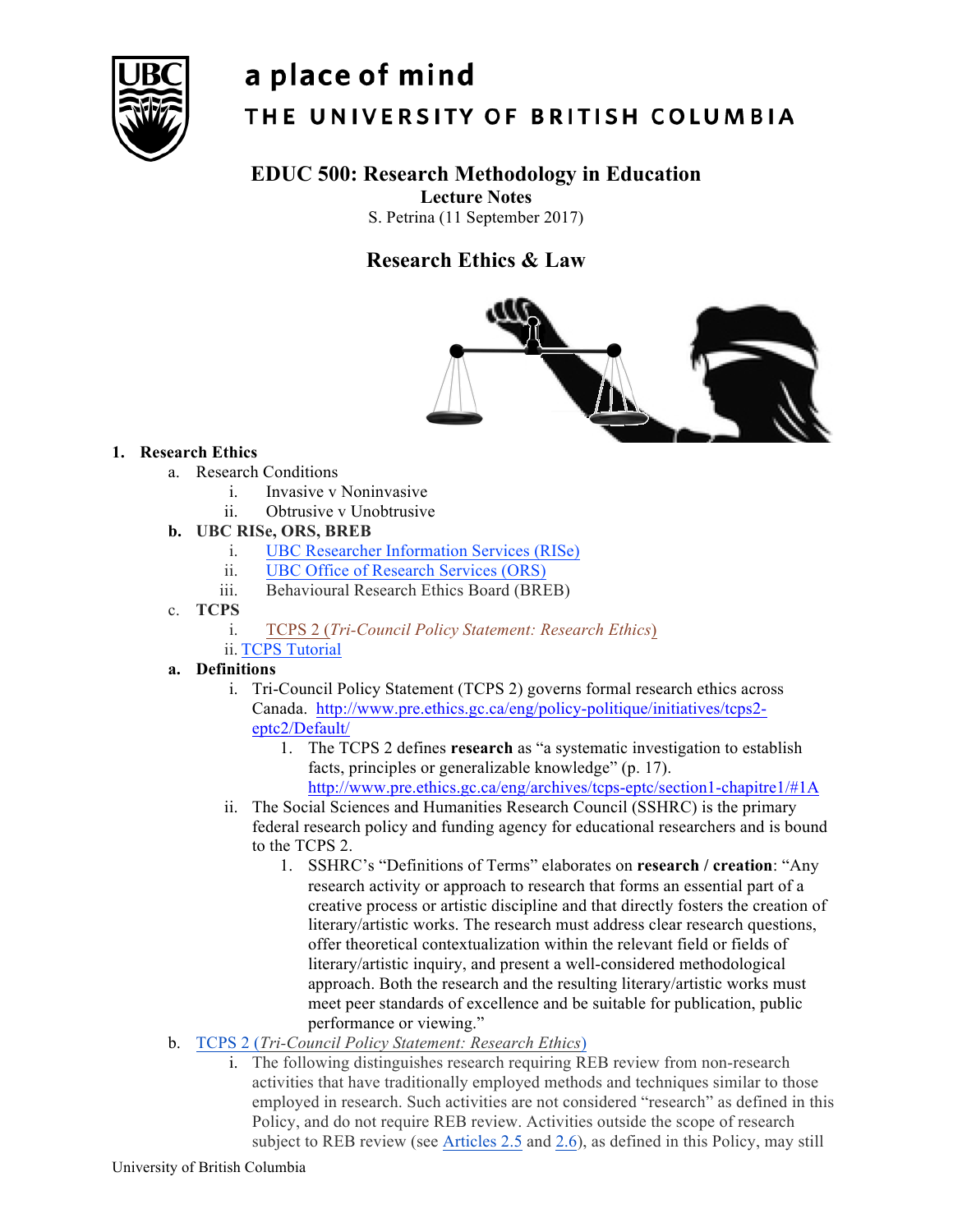a place of mind

THE UNIVERSITY OF BRITISH COLUMBIA

# EDUC 500: Research Methodology in Education

**Lecture Notes**

S. Petrina (11 September 2017)

## Research Ethics & Law

1. **Research Ethics**
   a. Research Conditions
      i. Invasive v Noninvasive
      ii. Obtrusive v Unobtrusive
   **b. UBC RISe, ORS, BREB**
      i. UBC Researcher Information Services (RISe)
      ii. UBC Office of Research Services (ORS)
      iii. Behavioural Research Ethics Board (BREB)
   c. **TCPS**
      i. TCPS 2 (*Tri-Council Policy Statement: Research Ethics*)
      ii. TCPS Tutorial
   **a. Definitions**
      i. Tri-Council Policy Statement (TCPS 2) governs formal research ethics across Canada. http://www.pre.ethics.gc.ca/eng/policy-politique/initiatives/tcps2-eptc2/Default/
         1. The TCPS 2 defines **research** as "a systematic investigation to establish facts, principles or generalizable knowledge" (p. 17). http://www.pre.ethics.gc.ca/eng/archives/tcps-eptc/section1-chapitre1/#1A
      ii. The Social Sciences and Humanities Research Council (SSHRC) is the primary federal research policy and funding agency for educational researchers and is bound to the TCPS 2.
         1. SSHRC's "Definitions of Terms" elaborates on **research / creation**: "Any research activity or approach to research that forms an essential part of a creative process or artistic discipline and that directly fosters the creation of literary/artistic works. The research must address clear research questions, offer theoretical contextualization within the relevant field or fields of literary/artistic inquiry, and present a well-considered methodological approach. Both the research and the resulting literary/artistic works must meet peer standards of excellence and be suitable for publication, public performance or viewing."
   b. TCPS 2 (*Tri-Council Policy Statement: Research Ethics*)
      i. The following distinguishes research requiring REB review from non-research activities that have traditionally employed methods and techniques similar to those employed in research. Such activities are not considered "research" as defined in this Policy, and do not require REB review. Activities outside the scope of research subject to REB review (see Articles 2.5 and 2.6), as defined in this Policy, may still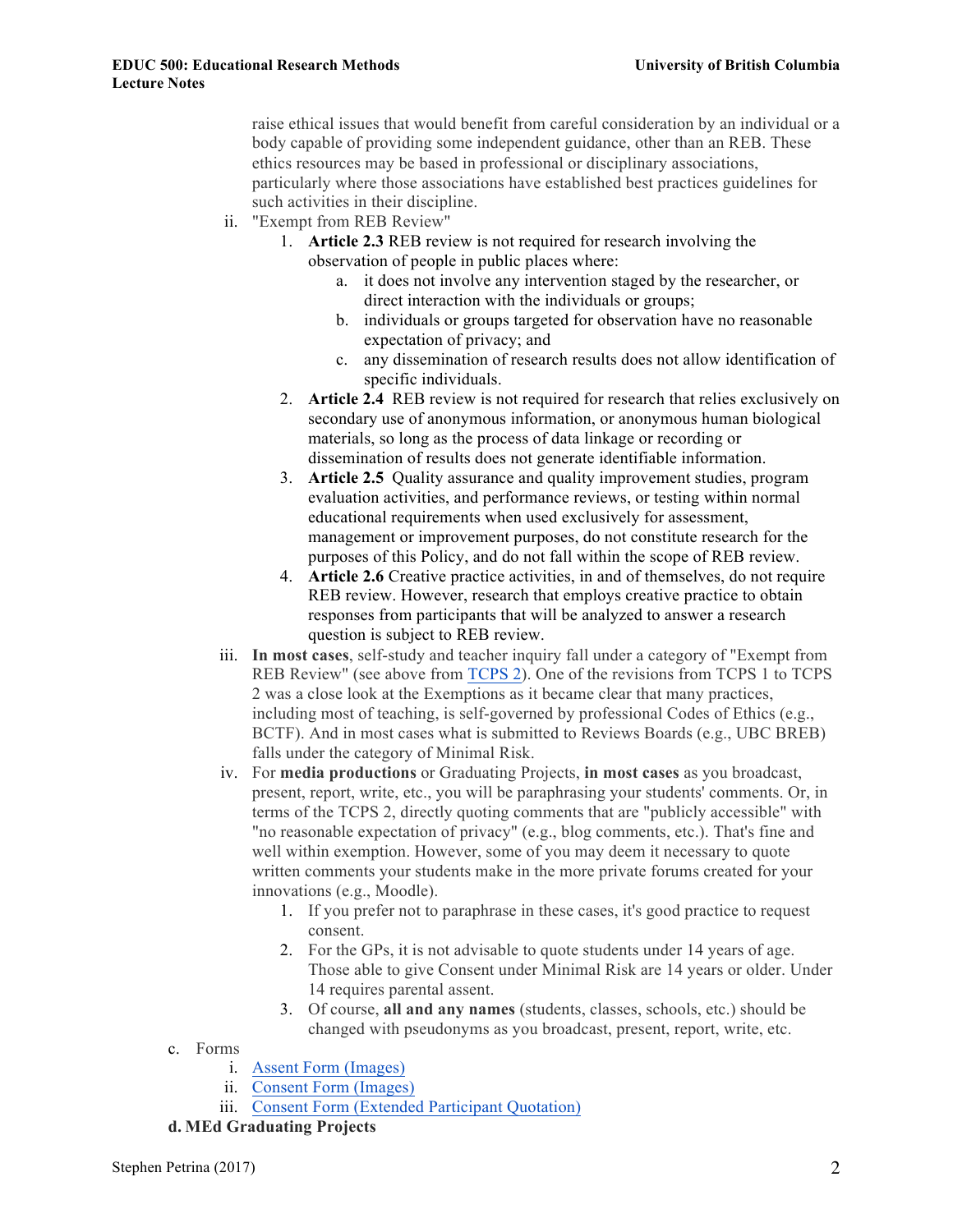raise ethical issues that would benefit from careful consideration by an individual or a body capable of providing some independent guidance, other than an REB. These ethics resources may be based in professional or disciplinary associations, particularly where those associations have established best practices guidelines for such activities in their discipline.

ii. "Exempt from REB Review"

1. **Article 2.3** REB review is not required for research involving the observation of people in public places where:
    a. it does not involve any intervention staged by the researcher, or direct interaction with the individuals or groups;
    b. individuals or groups targeted for observation have no reasonable expectation of privacy; and
    c. any dissemination of research results does not allow identification of specific individuals.
2. **Article 2.4** REB review is not required for research that relies exclusively on secondary use of anonymous information, or anonymous human biological materials, so long as the process of data linkage or recording or dissemination of results does not generate identifiable information.
3. **Article 2.5** Quality assurance and quality improvement studies, program evaluation activities, and performance reviews, or testing within normal educational requirements when used exclusively for assessment, management or improvement purposes, do not constitute research for the purposes of this Policy, and do not fall within the scope of REB review.
4. **Article 2.6** Creative practice activities, in and of themselves, do not require REB review. However, research that employs creative practice to obtain responses from participants that will be analyzed to answer a research question is subject to REB review.

iii. **In most cases**, self-study and teacher inquiry fall under a category of "Exempt from REB Review" (see above from [TCPS 2]). One of the revisions from TCPS 1 to TCPS 2 was a close look at the Exemptions as it became clear that many practices, including most of teaching, is self-governed by professional Codes of Ethics (e.g., BCTF). And in most cases what is submitted to Reviews Boards (e.g., UBC BREB) falls under the category of Minimal Risk.

iv. For **media productions** or Graduating Projects, **in most cases** as you broadcast, present, report, write, etc., you will be paraphrasing your students' comments. Or, in terms of the TCPS 2, directly quoting comments that are "publicly accessible" with "no reasonable expectation of privacy" (e.g., blog comments, etc.). That's fine and well within exemption. However, some of you may deem it necessary to quote written comments your students make in the more private forums created for your innovations (e.g., Moodle).

1. If you prefer not to paraphrase in these cases, it's good practice to request consent.
2. For the GPs, it is not advisable to quote students under 14 years of age. Those able to give Consent under Minimal Risk are 14 years or older. Under 14 requires parental assent.
3. Of course, **all and any names** (students, classes, schools, etc.) should be changed with pseudonyms as you broadcast, present, report, write, etc.

c. Forms

i. Assent Form (Images)
ii. Consent Form (Images)
iii. Consent Form (Extended Participant Quotation)

**d. MEd Graduating Projects**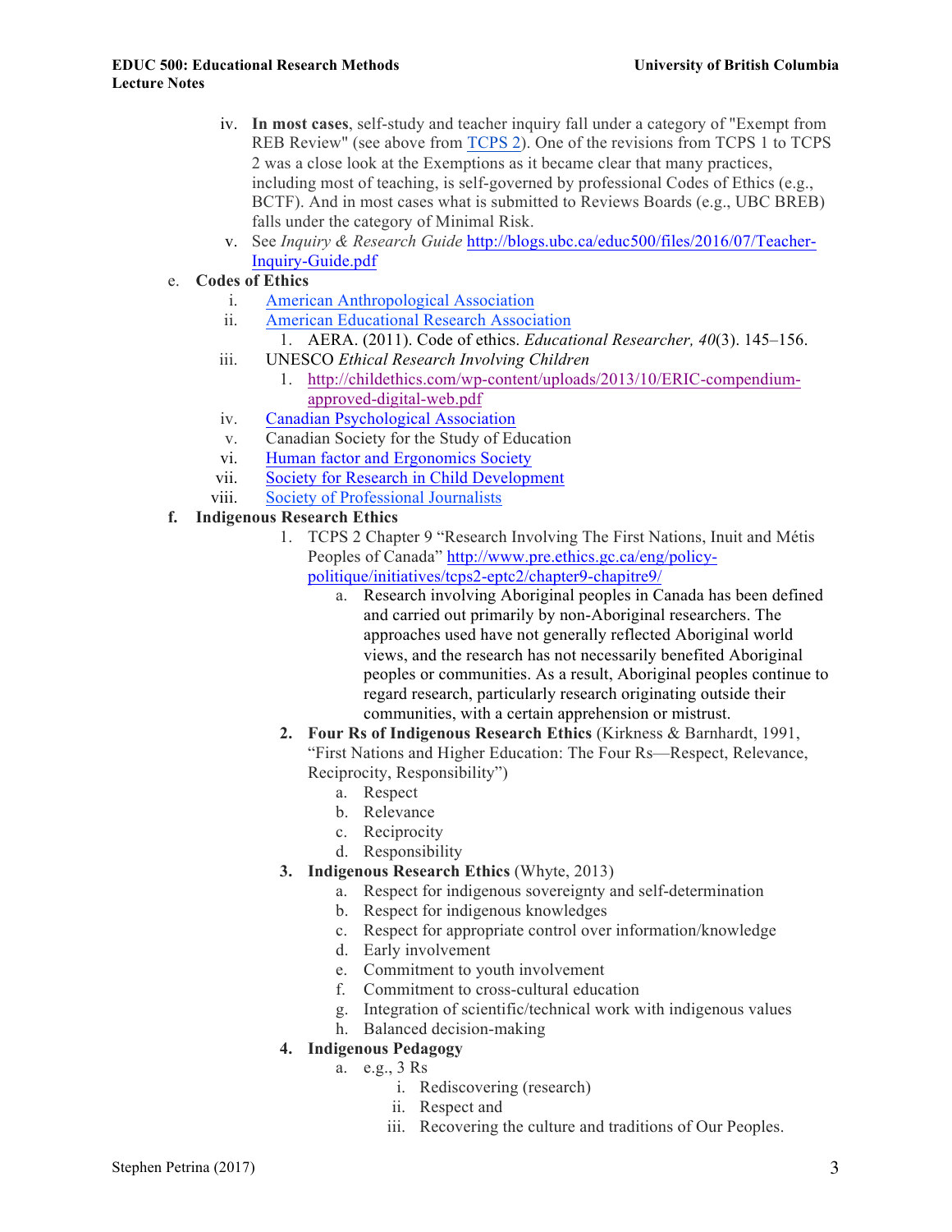iv. **In most cases**, self-study and teacher inquiry fall under a category of "Exempt from REB Review" (see above from [TCPS 2](TCPS 2)). One of the revisions from TCPS 1 to TCPS 2 was a close look at the Exemptions as it became clear that many practices, including most of teaching, is self-governed by professional Codes of Ethics (e.g., BCTF). And in most cases what is submitted to Reviews Boards (e.g., UBC BREB) falls under the category of Minimal Risk.

v. See *Inquiry & Research Guide* http://blogs.ubc.ca/educ500/files/2016/07/Teacher-Inquiry-Guide.pdf

e. **Codes of Ethics**

   i. American Anthropological Association
   
   ii. American Educational Research Association
   
      1. AERA. (2011). Code of ethics. *Educational Researcher, 40*(3). 145–156.
      
   iii. UNESCO *Ethical Research Involving Children*
   
      1. http://childethics.com/wp-content/uploads/2013/10/ERIC-compendium-approved-digital-web.pdf
      
   iv. Canadian Psychological Association
   
   v. Canadian Society for the Study of Education
   
   vi. Human factor and Ergonomics Society
   
   vii. Society for Research in Child Development
   
   viii. Society of Professional Journalists

**f. Indigenous Research Ethics**

1. TCPS 2 Chapter 9 "Research Involving The First Nations, Inuit and Métis Peoples of Canada" http://www.pre.ethics.gc.ca/eng/policy-politique/initiatives/tcps2-eptc2/chapter9-chapitre9/

   a. Research involving Aboriginal peoples in Canada has been defined and carried out primarily by non-Aboriginal researchers. The approaches used have not generally reflected Aboriginal world views, and the research has not necessarily benefited Aboriginal peoples or communities. As a result, Aboriginal peoples continue to regard research, particularly research originating outside their communities, with a certain apprehension or mistrust.

2. **Four Rs of Indigenous Research Ethics** (Kirkness & Barnhardt, 1991, "First Nations and Higher Education: The Four Rs—Respect, Relevance, Reciprocity, Responsibility")

   a. Respect
   
   b. Relevance
   
   c. Reciprocity
   
   d. Responsibility

3. **Indigenous Research Ethics** (Whyte, 2013)

   a. Respect for indigenous sovereignty and self-determination
   
   b. Respect for indigenous knowledges
   
   c. Respect for appropriate control over information/knowledge
   
   d. Early involvement
   
   e. Commitment to youth involvement
   
   f. Commitment to cross-cultural education
   
   g. Integration of scientific/technical work with indigenous values
   
   h. Balanced decision-making

4. **Indigenous Pedagogy**

   a. e.g., 3 Rs
   
      i. Rediscovering (research)
      
      ii. Respect and
      
      iii. Recovering the culture and traditions of Our Peoples.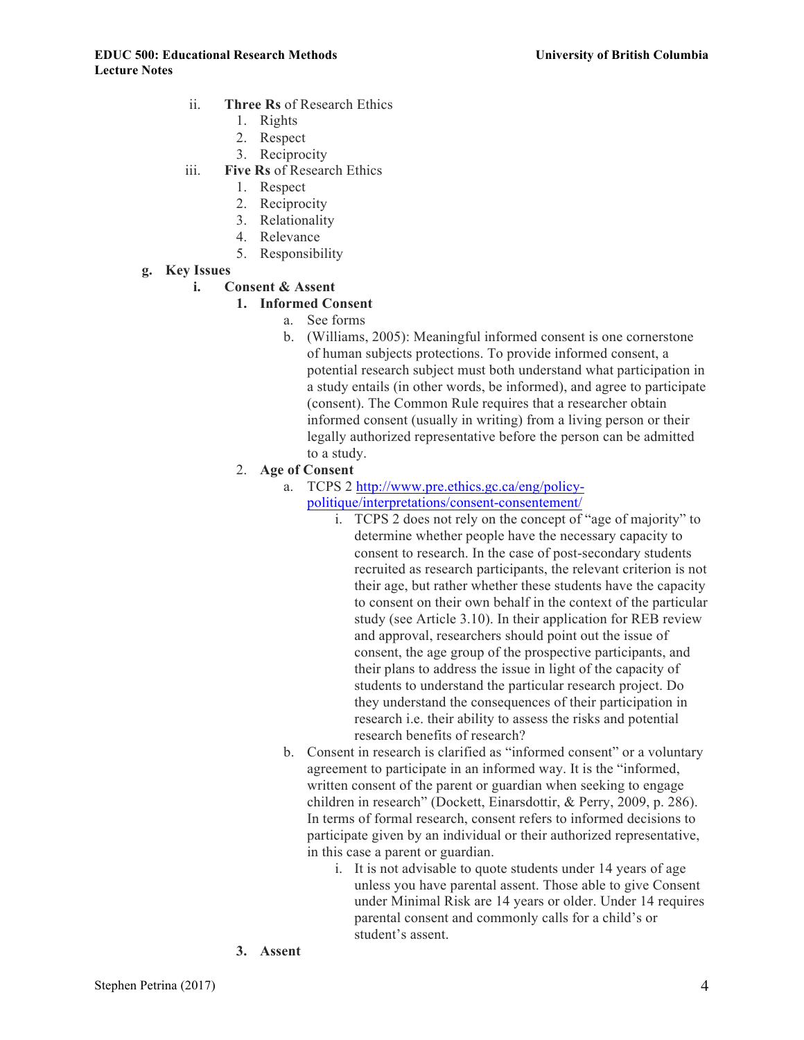ii. **Three Rs** of Research Ethics
   1. Rights
   2. Respect
   3. Reciprocity

iii. **Five Rs** of Research Ethics
   1. Respect
   2. Reciprocity
   3. Relationality
   4. Relevance
   5. Responsibility

**g. Key Issues**

**i. Consent & Assent**

**1. Informed Consent**

a. See forms

b. (Williams, 2005): Meaningful informed consent is one cornerstone of human subjects protections. To provide informed consent, a potential research subject must both understand what participation in a study entails (in other words, be informed), and agree to participate (consent). The Common Rule requires that a researcher obtain informed consent (usually in writing) from a living person or their legally authorized representative before the person can be admitted to a study.

**2. Age of Consent**

a. TCPS 2 [http://www.pre.ethics.gc.ca/eng/policy-politique/interpretations/consent-consentement/](http://www.pre.ethics.gc.ca/eng/policy-politique/interpretations/consent-consentement/)

   i. TCPS 2 does not rely on the concept of "age of majority" to determine whether people have the necessary capacity to consent to research. In the case of post-secondary students recruited as research participants, the relevant criterion is not their age, but rather whether these students have the capacity to consent on their own behalf in the context of the particular study (see Article 3.10). In their application for REB review and approval, researchers should point out the issue of consent, the age group of the prospective participants, and their plans to address the issue in light of the capacity of students to understand the particular research project. Do they understand the consequences of their participation in research i.e. their ability to assess the risks and potential research benefits of research?

b. Consent in research is clarified as "informed consent" or a voluntary agreement to participate in an informed way. It is the "informed, written consent of the parent or guardian when seeking to engage children in research" (Dockett, Einarsdottir, & Perry, 2009, p. 286). In terms of formal research, consent refers to informed decisions to participate given by an individual or their authorized representative, in this case a parent or guardian.

   i. It is not advisable to quote students under 14 years of age unless you have parental assent. Those able to give Consent under Minimal Risk are 14 years or older. Under 14 requires parental consent and commonly calls for a child's or student's assent.

**3. Assent**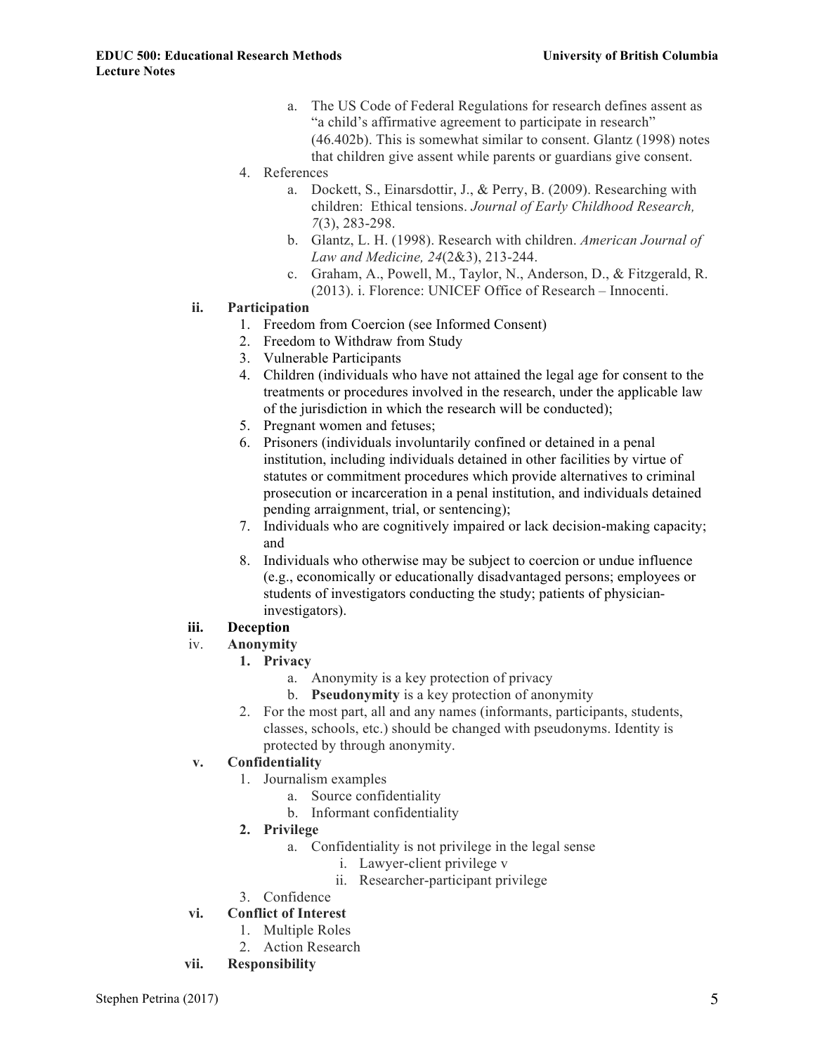a. The US Code of Federal Regulations for research defines assent as "a child's affirmative agreement to participate in research" (46.402b). This is somewhat similar to consent. Glantz (1998) notes that children give assent while parents or guardians give consent.

4. References
   a. Dockett, S., Einarsdottir, J., & Perry, B. (2009). Researching with children: Ethical tensions. *Journal of Early Childhood Research, 7*(3), 283-298.
   b. Glantz, L. H. (1998). Research with children. *American Journal of Law and Medicine, 24*(2&3), 213-244.
   c. Graham, A., Powell, M., Taylor, N., Anderson, D., & Fitzgerald, R. (2013). i. Florence: UNICEF Office of Research – Innocenti.

**ii. Participation**

1. Freedom from Coercion (see Informed Consent)
2. Freedom to Withdraw from Study
3. Vulnerable Participants
4. Children (individuals who have not attained the legal age for consent to the treatments or procedures involved in the research, under the applicable law of the jurisdiction in which the research will be conducted);
5. Pregnant women and fetuses;
6. Prisoners (individuals involuntarily confined or detained in a penal institution, including individuals detained in other facilities by virtue of statutes or commitment procedures which provide alternatives to criminal prosecution or incarceration in a penal institution, and individuals detained pending arraignment, trial, or sentencing);
7. Individuals who are cognitively impaired or lack decision-making capacity; and
8. Individuals who otherwise may be subject to coercion or undue influence (e.g., economically or educationally disadvantaged persons; employees or students of investigators conducting the study; patients of physician-investigators).

**iii. Deception**

**iv. Anonymity**

1. **Privacy**
   a. Anonymity is a key protection of privacy
   b. **Pseudonymity** is a key protection of anonymity
2. For the most part, all and any names (informants, participants, students, classes, schools, etc.) should be changed with pseudonyms. Identity is protected by through anonymity.

**v. Confidentiality**

1. Journalism examples
   a. Source confidentiality
   b. Informant confidentiality
2. **Privilege**
   a. Confidentiality is not privilege in the legal sense
      i. Lawyer-client privilege v
      ii. Researcher-participant privilege
3. Confidence

**vi. Conflict of Interest**

1. Multiple Roles
2. Action Research

**vii. Responsibility**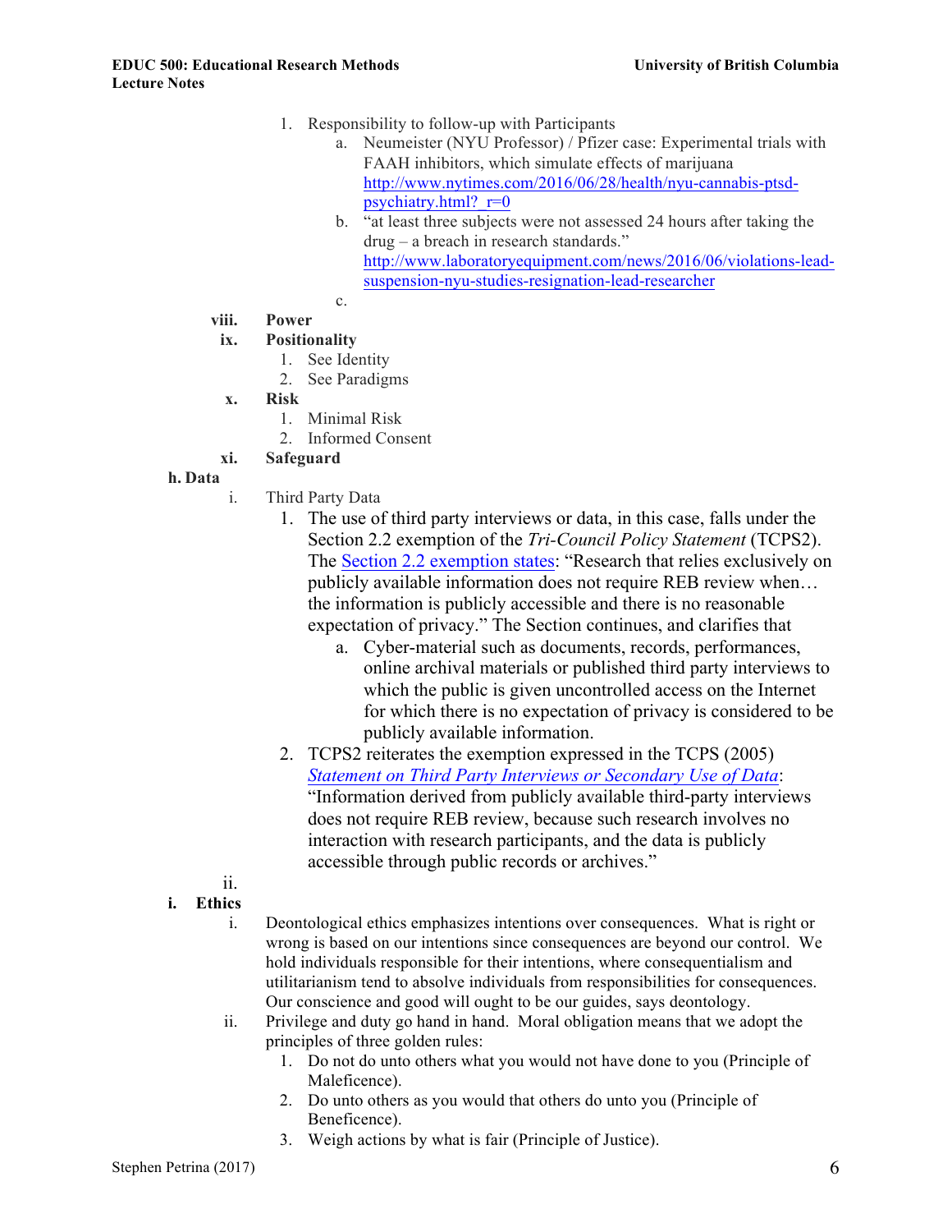1. Responsibility to follow-up with Participants
   a. Neumeister (NYU Professor) / Pfizer case: Experimental trials with FAAH inhibitors, which simulate effects of marijuana http://www.nytimes.com/2016/06/28/health/nyu-cannabis-ptsd-psychiatry.html?_r=0
   b. "at least three subjects were not assessed 24 hours after taking the drug – a breach in research standards." http://www.laboratoryequipment.com/news/2016/06/violations-lead-suspension-nyu-studies-resignation-lead-researcher
   c.

**viii. Power**

**ix. Positionality**

1. See Identity
2. See Paradigms

**x. Risk**

1. Minimal Risk
2. Informed Consent

**xi. Safeguard**

**h. Data**

i. Third Party Data

1. The use of third party interviews or data, in this case, falls under the Section 2.2 exemption of the *Tri-Council Policy Statement* (TCPS2). The Section 2.2 exemption states: "Research that relies exclusively on publicly available information does not require REB review when… the information is publicly accessible and there is no reasonable expectation of privacy." The Section continues, and clarifies that
   a. Cyber-material such as documents, records, performances, online archival materials or published third party interviews to which the public is given uncontrolled access on the Internet for which there is no expectation of privacy is considered to be publicly available information.
2. TCPS2 reiterates the exemption expressed in the TCPS (2005) *Statement on Third Party Interviews or Secondary Use of Data*: "Information derived from publicly available third-party interviews does not require REB review, because such research involves no interaction with research participants, and the data is publicly accessible through public records or archives."

ii.

**i. Ethics**

i. Deontological ethics emphasizes intentions over consequences. What is right or wrong is based on our intentions since consequences are beyond our control. We hold individuals responsible for their intentions, where consequentialism and utilitarianism tend to absolve individuals from responsibilities for consequences. Our conscience and good will ought to be our guides, says deontology.

ii. Privilege and duty go hand in hand. Moral obligation means that we adopt the principles of three golden rules:

1. Do not do unto others what you would not have done to you (Principle of Maleficence).
2. Do unto others as you would that others do unto you (Principle of Beneficence).
3. Weigh actions by what is fair (Principle of Justice).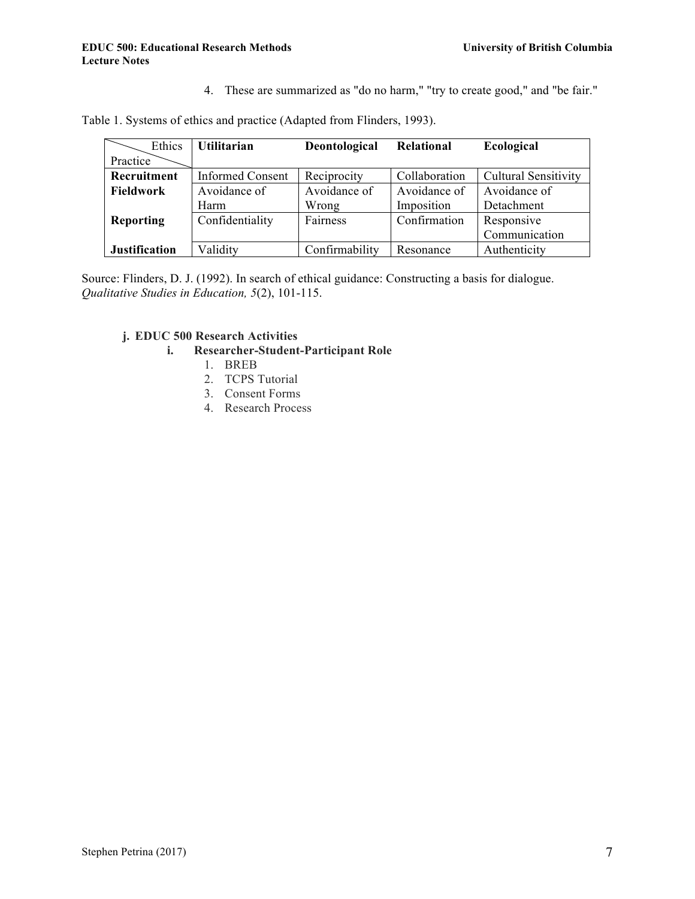4. These are summarized as "do no harm," "try to create good," and "be fair."

Table 1. Systems of ethics and practice (Adapted from Flinders, 1993).

| Ethics / Practice | **Utilitarian** | **Deontological** | **Relational** | **Ecological** |
|---|---|---|---|---|
| **Recruitment** | Informed Consent | Reciprocity | Collaboration | Cultural Sensitivity |
| **Fieldwork** | Avoidance of Harm | Avoidance of Wrong | Avoidance of Imposition | Avoidance of Detachment |
| **Reporting** | Confidentiality | Fairness | Confirmation | Responsive Communication |
| **Justification** | Validity | Confirmability | Resonance | Authenticity |

Source: Flinders, D. J. (1992). In search of ethical guidance: Constructing a basis for dialogue. *Qualitative Studies in Education, 5*(2), 101-115.

**j. EDUC 500 Research Activities**

**i. Researcher-Student-Participant Role**

1. BREB
2. TCPS Tutorial
3. Consent Forms
4. Research Process